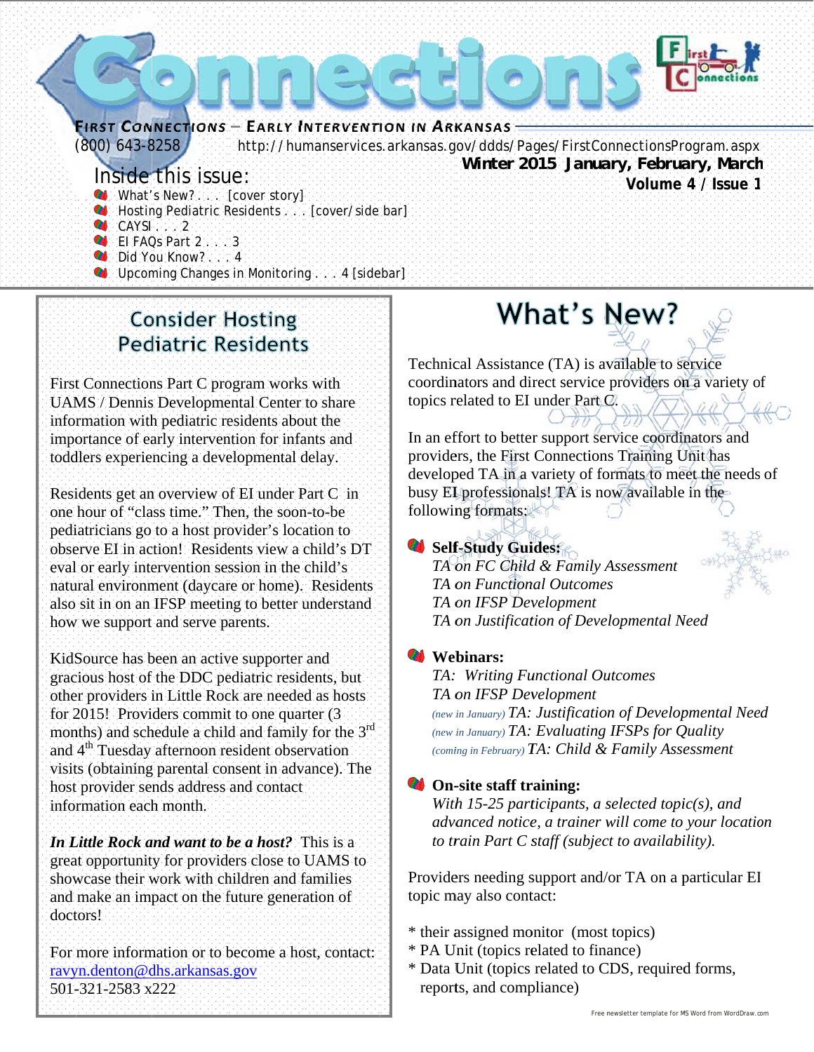# Connections

**First Connections — Early Intervention in Arkansas**

(800) 643-8258 http://humanservices.arkansas.gov/ddds/Pages/FirstConnectionsProgram.aspx

**Winter 2015 January, February, March**
**Volume 4 / Issue 1**

## Inside this issue:

- What's New? . . . [cover story]
- Hosting Pediatric Residents . . . [cover/side bar]
- CAYSI . . . 2
- EI FAQs Part 2 . . . 3
- Did You Know? . . . 4
- Upcoming Changes in Monitoring . . . 4 [sidebar]

## Consider Hosting Pediatric Residents

First Connections Part C program works with UAMS / Dennis Developmental Center to share information with pediatric residents about the importance of early intervention for infants and toddlers experiencing a developmental delay.

Residents get an overview of EI under Part C in one hour of "class time." Then, the soon-to-be pediatricians go to a host provider's location to observe EI in action! Residents view a child's DT eval or early intervention session in the child's natural environment (daycare or home). Residents also sit in on an IFSP meeting to better understand how we support and serve parents.

KidSource has been an active supporter and gracious host of the DDC pediatric residents, but other providers in Little Rock are needed as hosts for 2015! Providers commit to one quarter (3 months) and schedule a child and family for the 3rd and 4th Tuesday afternoon resident observation visits (obtaining parental consent in advance). The host provider sends address and contact information each month.

***In Little Rock and want to be a host?*** This is a great opportunity for providers close to UAMS to showcase their work with children and families and make an impact on the future generation of doctors!

For more information or to become a host, contact:
ravyn.denton@dhs.arkansas.gov
501-321-2583 x222

## What's New?

Technical Assistance (TA) is available to service coordinators and direct service providers on a variety of topics related to EI under Part C.

In an effort to better support service coordinators and providers, the First Connections Training Unit has developed TA in a variety of formats to meet the needs of busy EI professionals! TA is now available in the following formats:

- **Self-Study Guides:**
  *TA on FC Child & Family Assessment*
  *TA on Functional Outcomes*
  *TA on IFSP Development*
  *TA on Justification of Developmental Need*

- **Webinars:**
  *TA: Writing Functional Outcomes*
  *TA on IFSP Development*
  *(new in January) TA: Justification of Developmental Need*
  *(new in January) TA: Evaluating IFSPs for Quality*
  *(coming in February) TA: Child & Family Assessment*

- **On-site staff training:**
  *With 15-25 participants, a selected topic(s), and advanced notice, a trainer will come to your location to train Part C staff (subject to availability).*

Providers needing support and/or TA on a particular EI topic may also contact:

* their assigned monitor (most topics)
* PA Unit (topics related to finance)
* Data Unit (topics related to CDS, required forms, reports, and compliance)

Free newsletter template for MS Word from WordDraw.com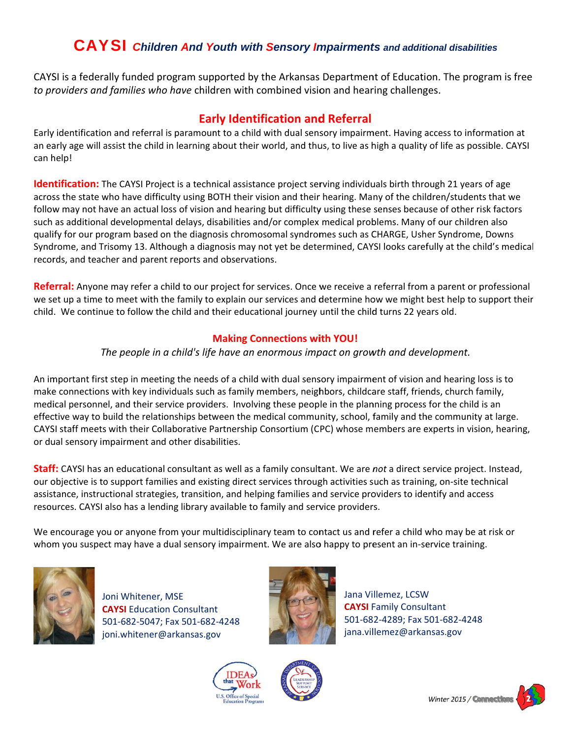# CAYSI *Children And Youth with Sensory Impairments and additional disabilities*

CAYSI is a federally funded program supported by the Arkansas Department of Education. The program is free *to providers and families who have* children with combined vision and hearing challenges.

## Early Identification and Referral

Early identification and referral is paramount to a child with dual sensory impairment. Having access to information at an early age will assist the child in learning about their world, and thus, to live as high a quality of life as possible. CAYSI can help!

**Identification:** The CAYSI Project is a technical assistance project serving individuals birth through 21 years of age across the state who have difficulty using BOTH their vision and their hearing. Many of the children/students that we follow may not have an actual loss of vision and hearing but difficulty using these senses because of other risk factors such as additional developmental delays, disabilities and/or complex medical problems. Many of our children also qualify for our program based on the diagnosis chromosomal syndromes such as CHARGE, Usher Syndrome, Downs Syndrome, and Trisomy 13. Although a diagnosis may not yet be determined, CAYSI looks carefully at the child's medical records, and teacher and parent reports and observations.

**Referral:** Anyone may refer a child to our project for services. Once we receive a referral from a parent or professional we set up a time to meet with the family to explain our services and determine how we might best help to support their child. We continue to follow the child and their educational journey until the child turns 22 years old.

### Making Connections with YOU!

*The people in a child's life have an enormous impact on growth and development.*

An important first step in meeting the needs of a child with dual sensory impairment of vision and hearing loss is to make connections with key individuals such as family members, neighbors, childcare staff, friends, church family, medical personnel, and their service providers. Involving these people in the planning process for the child is an effective way to build the relationships between the medical community, school, family and the community at large. CAYSI staff meets with their Collaborative Partnership Consortium (CPC) whose members are experts in vision, hearing, or dual sensory impairment and other disabilities.

**Staff:** CAYSI has an educational consultant as well as a family consultant. We are *not* a direct service project. Instead, our objective is to support families and existing direct services through activities such as training, on-site technical assistance, instructional strategies, transition, and helping families and service providers to identify and access resources. CAYSI also has a lending library available to family and service providers.

We encourage you or anyone from your multidisciplinary team to contact us and refer a child who may be at risk or whom you suspect may have a dual sensory impairment. We are also happy to present an in-service training.

Joni Whitener, MSE
**CAYSI** Education Consultant
501-682-5047; Fax 501-682-4248
joni.whitener@arkansas.gov

Jana Villemez, LCSW
**CAYSI** Family Consultant
501-682-4289; Fax 501-682-4248
jana.villemez@arkansas.gov

IDEAs that Work — U.S. Office of Special Education Programs

Arkansas Department of Education — Leadership Support Service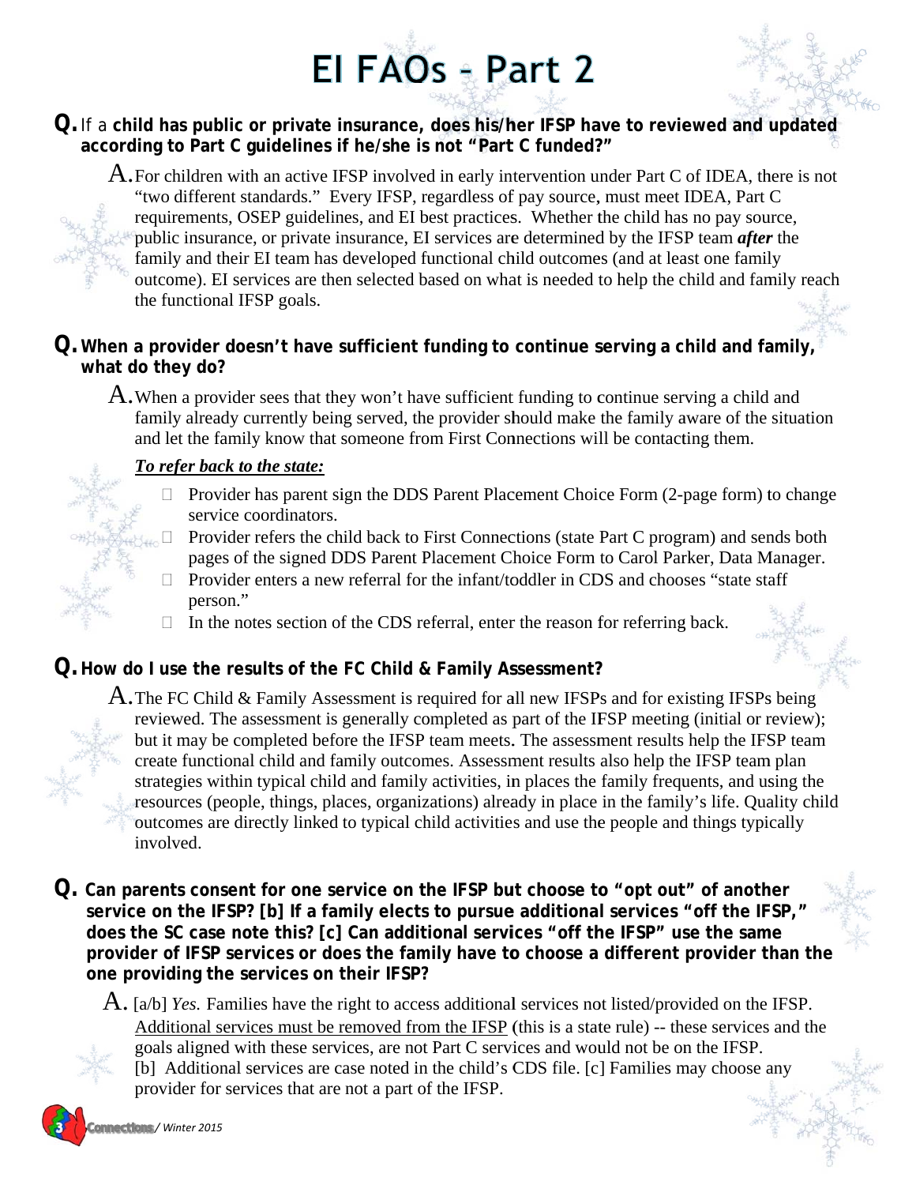# EI FAQs – Part 2

**Q.** If a **child has public or private insurance, does his/her IFSP have to reviewed and updated according to Part C guidelines if he/she is not "Part C funded?"**

**A.** For children with an active IFSP involved in early intervention under Part C of IDEA, there is not "two different standards." Every IFSP, regardless of pay source, must meet IDEA, Part C requirements, OSEP guidelines, and EI best practices. Whether the child has no pay source, public insurance, or private insurance, EI services are determined by the IFSP team ***after*** the family and their EI team has developed functional child outcomes (and at least one family outcome). EI services are then selected based on what is needed to help the child and family reach the functional IFSP goals.

**Q. When a provider doesn't have sufficient funding to continue serving a child and family, what do they do?**

**A.** When a provider sees that they won't have sufficient funding to continue serving a child and family already currently being served, the provider should make the family aware of the situation and let the family know that someone from First Connections will be contacting them.

***To refer back to the state:***

- Provider has parent sign the DDS Parent Placement Choice Form (2-page form) to change service coordinators.
- Provider refers the child back to First Connections (state Part C program) and sends both pages of the signed DDS Parent Placement Choice Form to Carol Parker, Data Manager.
- Provider enters a new referral for the infant/toddler in CDS and chooses "state staff person."
- In the notes section of the CDS referral, enter the reason for referring back.

**Q. How do I use the results of the FC Child & Family Assessment?**

**A.** The FC Child & Family Assessment is required for all new IFSPs and for existing IFSPs being reviewed. The assessment is generally completed as part of the IFSP meeting (initial or review); but it may be completed before the IFSP team meets. The assessment results help the IFSP team create functional child and family outcomes. Assessment results also help the IFSP team plan strategies within typical child and family activities, in places the family frequents, and using the resources (people, things, places, organizations) already in place in the family's life. Quality child outcomes are directly linked to typical child activities and use the people and things typically involved.

**Q. Can parents consent for one service on the IFSP but choose to "opt out" of another service on the IFSP? [b] If a family elects to pursue additional services "off the IFSP," does the SC case note this? [c] Can additional services "off the IFSP" use the same provider of IFSP services or does the family have to choose a different provider than the one providing the services on their IFSP?**

**A.** [a/b] *Yes.* Families have the right to access additional services not listed/provided on the IFSP. <u>Additional services must be removed from the IFSP</u> (this is a state rule) -- these services and the goals aligned with these services, are not Part C services and would not be on the IFSP. [b] Additional services are case noted in the child's CDS file. [c] Families may choose any provider for services that are not a part of the IFSP.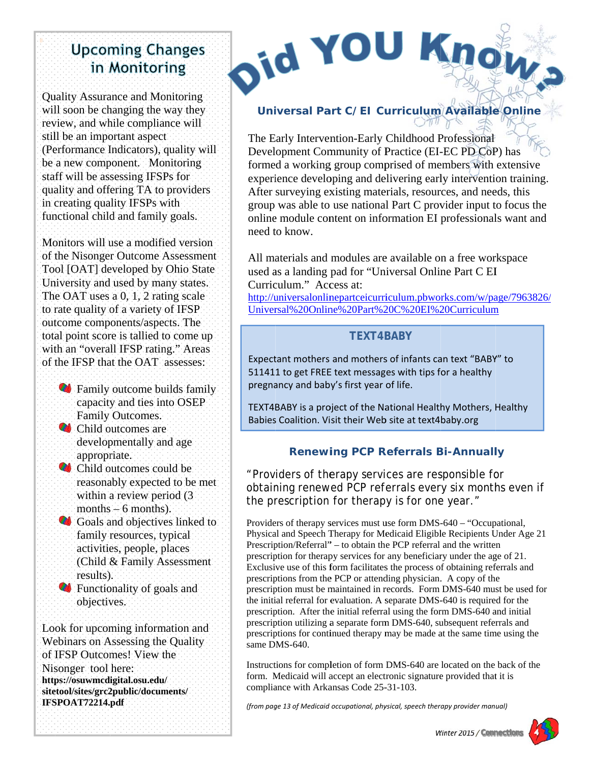## Upcoming Changes in Monitoring

Quality Assurance and Monitoring will soon be changing the way they review, and while compliance will still be an important aspect (Performance Indicators), quality will be a new component. Monitoring staff will be assessing IFSPs for quality and offering TA to providers in creating quality IFSPs with functional child and family goals.

Monitors will use a modified version of the Nisonger Outcome Assessment Tool [OAT] developed by Ohio State University and used by many states. The OAT uses a 0, 1, 2 rating scale to rate quality of a variety of IFSP outcome components/aspects. The total point score is tallied to come up with an "overall IFSP rating." Areas of the IFSP that the OAT assesses:

- Family outcome builds family capacity and ties into OSEP Family Outcomes.
- Child outcomes are developmentally and age appropriate.
- Child outcomes could be reasonably expected to be met within a review period (3 months – 6 months).
- Goals and objectives linked to family resources, typical activities, people, places (Child & Family Assessment results).
- Functionality of goals and objectives.

Look for upcoming information and Webinars on Assessing the Quality of IFSP Outcomes! View the Nisonger tool here: **https://osuwmcdigital.osu.edu/sitetool/sites/grc2public/documents/IFSPOAT72214.pdf**

# Did YOU Know?

### Universal Part C/EI Curriculum Available Online

The Early Intervention-Early Childhood Professional Development Community of Practice (EI-EC PD CoP) has formed a working group comprised of members with extensive experience developing and delivering early intervention training. After surveying existing materials, resources, and needs, this group was able to use national Part C provider input to focus the online module content on information EI professionals want and need to know.

All materials and modules are available on a free workspace used as a landing pad for "Universal Online Part C EI Curriculum." Access at: http://universalonlinepartceicurriculum.pbworks.com/w/page/7963826/Universal%20Online%20Part%20C%20EI%20Curriculum

### TEXT4BABY

Expectant mothers and mothers of infants can text "BABY" to 511411 to get FREE text messages with tips for a healthy pregnancy and baby's first year of life.

TEXT4BABY is a project of the National Healthy Mothers, Healthy Babies Coalition. Visit their Web site at text4baby.org

### Renewing PCP Referrals Bi-Annually

"Providers of therapy services are responsible for obtaining renewed PCP referrals every six months even if the prescription for therapy is for one year."

Providers of therapy services must use form DMS-640 – "Occupational, Physical and Speech Therapy for Medicaid Eligible Recipients Under Age 21 Prescription/Referral" – to obtain the PCP referral and the written prescription for therapy services for any beneficiary under the age of 21. Exclusive use of this form facilitates the process of obtaining referrals and prescriptions from the PCP or attending physician. A copy of the prescription must be maintained in records. Form DMS-640 must be used for the initial referral for evaluation. A separate DMS-640 is required for the prescription. After the initial referral using the form DMS-640 and initial prescription utilizing a separate form DMS-640, subsequent referrals and prescriptions for continued therapy may be made at the same time using the same DMS-640.

Instructions for completion of form DMS-640 are located on the back of the form. Medicaid will accept an electronic signature provided that it is compliance with Arkansas Code 25-31-103.

*(from page 13 of Medicaid occupational, physical, speech therapy provider manual)*